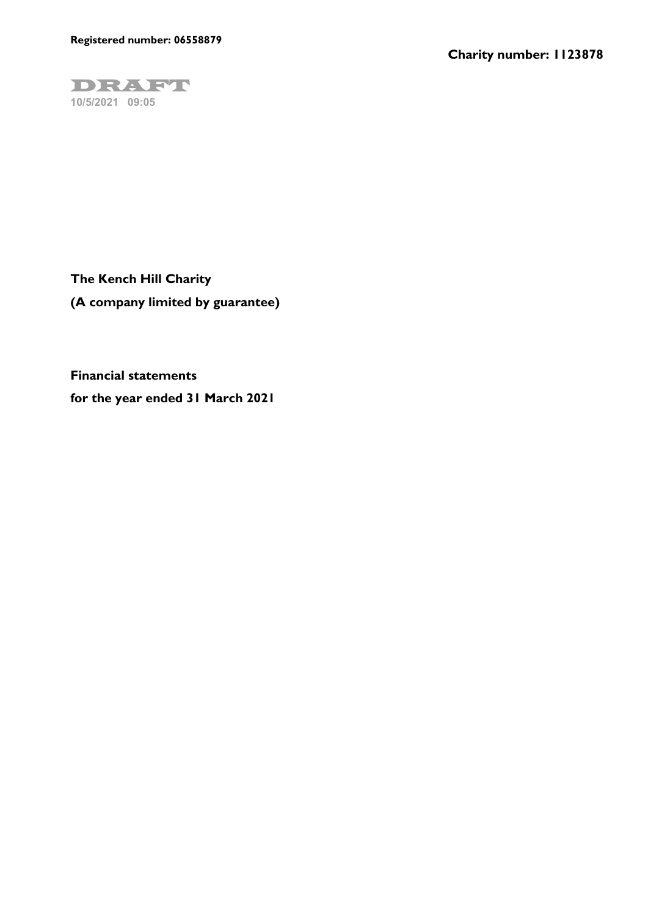**Registered number: 06558879**

**Charity number: 1123878**

DRAFT
10/5/2021 09:05

# The Kench Hill Charity

**(A company limited by guarantee)**

## Financial statements

**for the year ended 31 March 2021**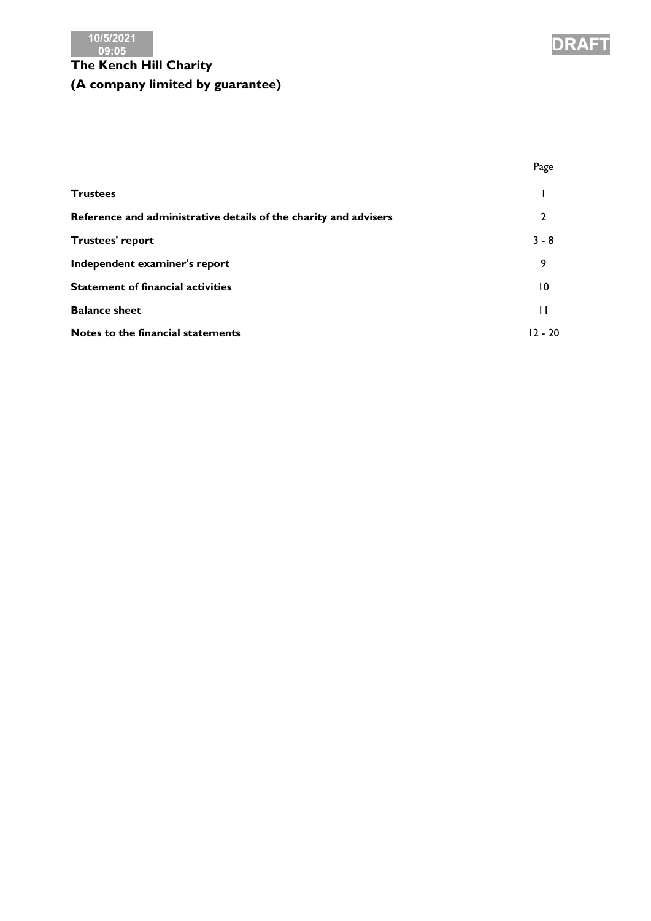# The Kench Hill Charity
## (A company limited by guarantee)

| | Page |
|---|---|
| **Trustees** | 1 |
| **Reference and administrative details of the charity and advisers** | 2 |
| **Trustees' report** | 3 - 8 |
| **Independent examiner's report** | 9 |
| **Statement of financial activities** | 10 |
| **Balance sheet** | 11 |
| **Notes to the financial statements** | 12 - 20 |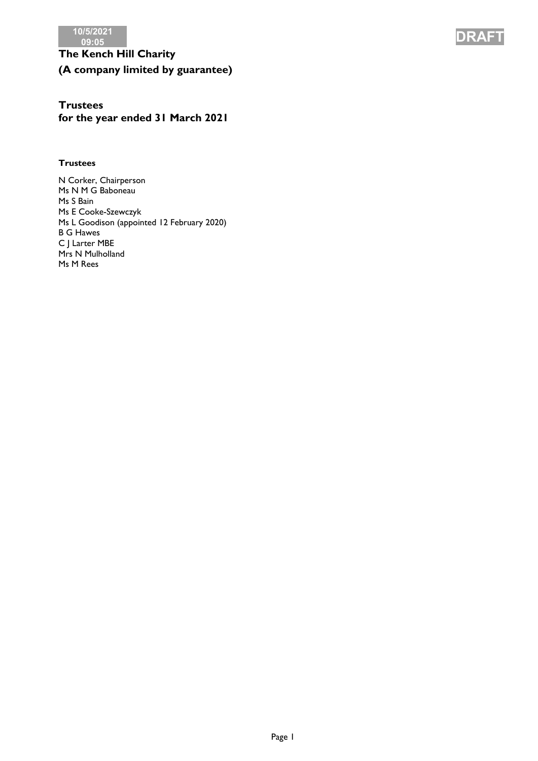# The Kench Hill Charity
# (A company limited by guarantee)

## Trustees
## for the year ended 31 March 2021

### Trustees

N Corker, Chairperson
Ms N M G Baboneau
Ms S Bain
Ms E Cooke-Szewczyk
Ms L Goodison (appointed 12 February 2020)
B G Hawes
C J Larter MBE
Mrs N Mulholland
Ms M Rees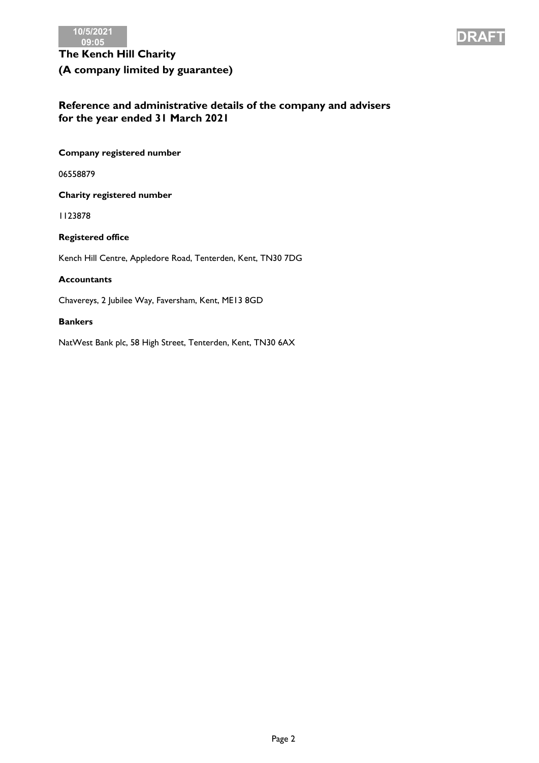# The Kench Hill Charity
## (A company limited by guarantee)

## Reference and administrative details of the company and advisers for the year ended 31 March 2021

**Company registered number**

06558879

**Charity registered number**

1123878

**Registered office**

Kench Hill Centre, Appledore Road, Tenterden, Kent, TN30 7DG

**Accountants**

Chavereys, 2 Jubilee Way, Faversham, Kent, ME13 8GD

**Bankers**

NatWest Bank plc, 58 High Street, Tenterden, Kent, TN30 6AX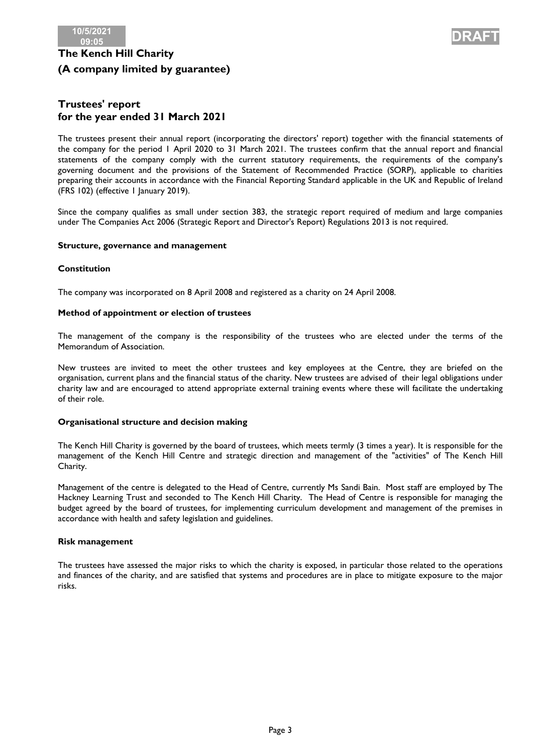# The Kench Hill Charity

# (A company limited by guarantee)

## Trustees' report
## for the year ended 31 March 2021

The trustees present their annual report (incorporating the directors' report) together with the financial statements of the company for the period 1 April 2020 to 31 March 2021. The trustees confirm that the annual report and financial statements of the company comply with the current statutory requirements, the requirements of the company's governing document and the provisions of the Statement of Recommended Practice (SORP), applicable to charities preparing their accounts in accordance with the Financial Reporting Standard applicable in the UK and Republic of Ireland (FRS 102) (effective 1 January 2019).

Since the company qualifies as small under section 383, the strategic report required of medium and large companies under The Companies Act 2006 (Strategic Report and Director's Report) Regulations 2013 is not required.

### Structure, governance and management

#### Constitution

The company was incorporated on 8 April 2008 and registered as a charity on 24 April 2008.

#### Method of appointment or election of trustees

The management of the company is the responsibility of the trustees who are elected under the terms of the Memorandum of Association.

New trustees are invited to meet the other trustees and key employees at the Centre, they are briefed on the organisation, current plans and the financial status of the charity. New trustees are advised of their legal obligations under charity law and are encouraged to attend appropriate external training events where these will facilitate the undertaking of their role.

#### Organisational structure and decision making

The Kench Hill Charity is governed by the board of trustees, which meets termly (3 times a year). It is responsible for the management of the Kench Hill Centre and strategic direction and management of the "activities" of The Kench Hill Charity.

Management of the centre is delegated to the Head of Centre, currently Ms Sandi Bain. Most staff are employed by The Hackney Learning Trust and seconded to The Kench Hill Charity. The Head of Centre is responsible for managing the budget agreed by the board of trustees, for implementing curriculum development and management of the premises in accordance with health and safety legislation and guidelines.

#### Risk management

The trustees have assessed the major risks to which the charity is exposed, in particular those related to the operations and finances of the charity, and are satisfied that systems and procedures are in place to mitigate exposure to the major risks.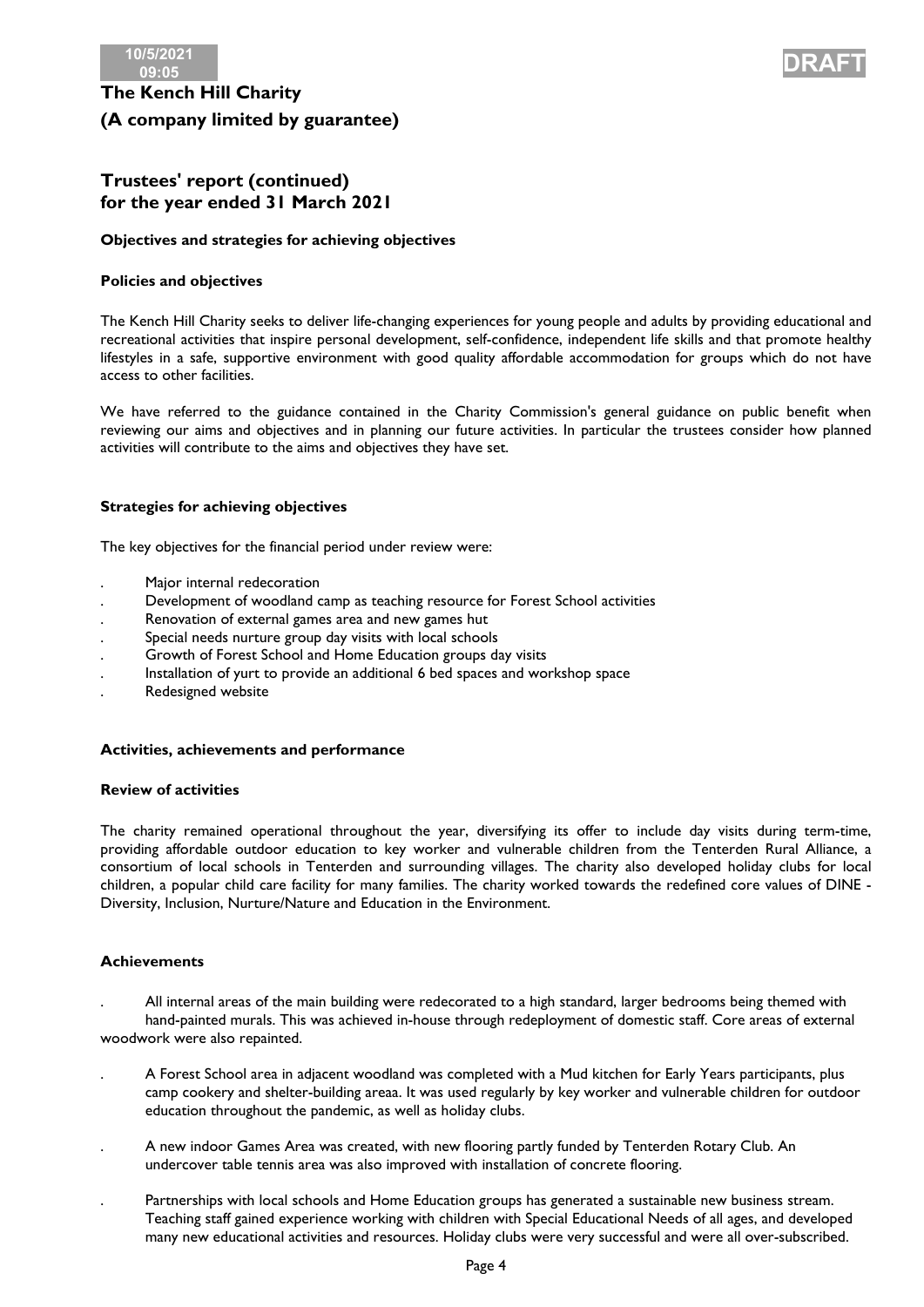# The Kench Hill Charity

## (A company limited by guarantee)

## Trustees' report (continued)
## for the year ended 31 March 2021

**Objectives and strategies for achieving objectives**

**Policies and objectives**

The Kench Hill Charity seeks to deliver life-changing experiences for young people and adults by providing educational and recreational activities that inspire personal development, self-confidence, independent life skills and that promote healthy lifestyles in a safe, supportive environment with good quality affordable accommodation for groups which do not have access to other facilities.

We have referred to the guidance contained in the Charity Commission's general guidance on public benefit when reviewing our aims and objectives and in planning our future activities. In particular the trustees consider how planned activities will contribute to the aims and objectives they have set.

**Strategies for achieving objectives**

The key objectives for the financial period under review were:

- Major internal redecoration
- Development of woodland camp as teaching resource for Forest School activities
- Renovation of external games area and new games hut
- Special needs nurture group day visits with local schools
- Growth of Forest School and Home Education groups day visits
- Installation of yurt to provide an additional 6 bed spaces and workshop space
- Redesigned website

**Activities, achievements and performance**

**Review of activities**

The charity remained operational throughout the year, diversifying its offer to include day visits during term-time, providing affordable outdoor education to key worker and vulnerable children from the Tenterden Rural Alliance, a consortium of local schools in Tenterden and surrounding villages. The charity also developed holiday clubs for local children, a popular child care facility for many families. The charity worked towards the redefined core values of DINE - Diversity, Inclusion, Nurture/Nature and Education in the Environment.

**Achievements**

- All internal areas of the main building were redecorated to a high standard, larger bedrooms being themed with hand-painted murals. This was achieved in-house through redeployment of domestic staff. Core areas of external woodwork were also repainted.
- A Forest School area in adjacent woodland was completed with a Mud kitchen for Early Years participants, plus camp cookery and shelter-building areaa. It was used regularly by key worker and vulnerable children for outdoor education throughout the pandemic, as well as holiday clubs.
- A new indoor Games Area was created, with new flooring partly funded by Tenterden Rotary Club. An undercover table tennis area was also improved with installation of concrete flooring.
- Partnerships with local schools and Home Education groups has generated a sustainable new business stream. Teaching staff gained experience working with children with Special Educational Needs of all ages, and developed many new educational activities and resources. Holiday clubs were very successful and were all over-subscribed.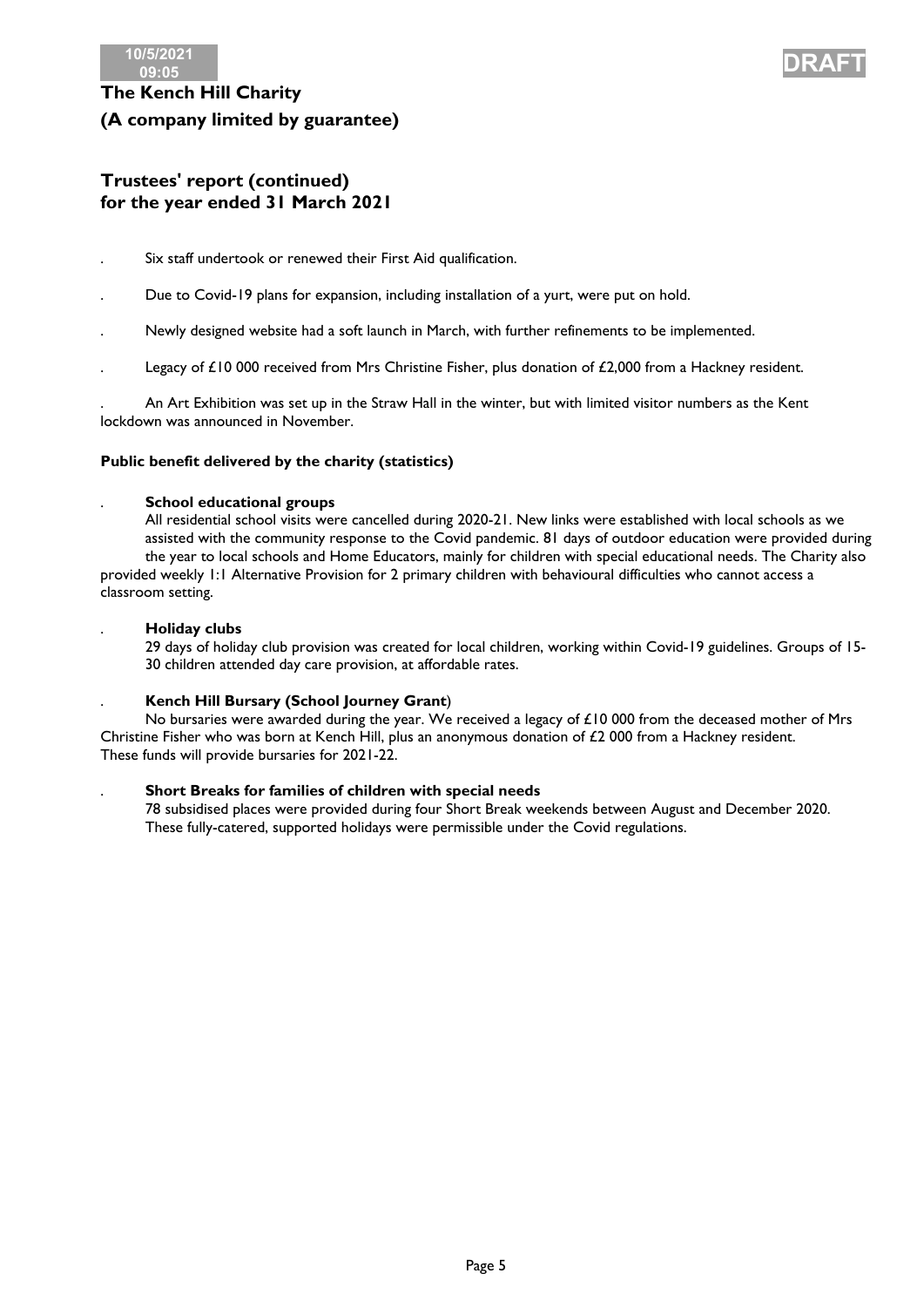**The Kench Hill Charity**

**(A company limited by guarantee)**

## Trustees' report (continued) for the year ended 31 March 2021

- Six staff undertook or renewed their First Aid qualification.
- Due to Covid-19 plans for expansion, including installation of a yurt, were put on hold.
- Newly designed website had a soft launch in March, with further refinements to be implemented.
- Legacy of £10 000 received from Mrs Christine Fisher, plus donation of £2,000 from a Hackney resident.
- An Art Exhibition was set up in the Straw Hall in the winter, but with limited visitor numbers as the Kent lockdown was announced in November.

### Public benefit delivered by the charity (statistics)

- **School educational groups**

  All residential school visits were cancelled during 2020-21. New links were established with local schools as we assisted with the community response to the Covid pandemic. 81 days of outdoor education were provided during the year to local schools and Home Educators, mainly for children with special educational needs. The Charity also provided weekly 1:1 Alternative Provision for 2 primary children with behavioural difficulties who cannot access a classroom setting.

- **Holiday clubs**

  29 days of holiday club provision was created for local children, working within Covid-19 guidelines. Groups of 15-30 children attended day care provision, at affordable rates.

- **Kench Hill Bursary (School Journey Grant)**

  No bursaries were awarded during the year. We received a legacy of £10 000 from the deceased mother of Mrs Christine Fisher who was born at Kench Hill, plus an anonymous donation of £2 000 from a Hackney resident. These funds will provide bursaries for 2021-22.

- **Short Breaks for families of children with special needs**

  78 subsidised places were provided during four Short Break weekends between August and December 2020. These fully-catered, supported holidays were permissible under the Covid regulations.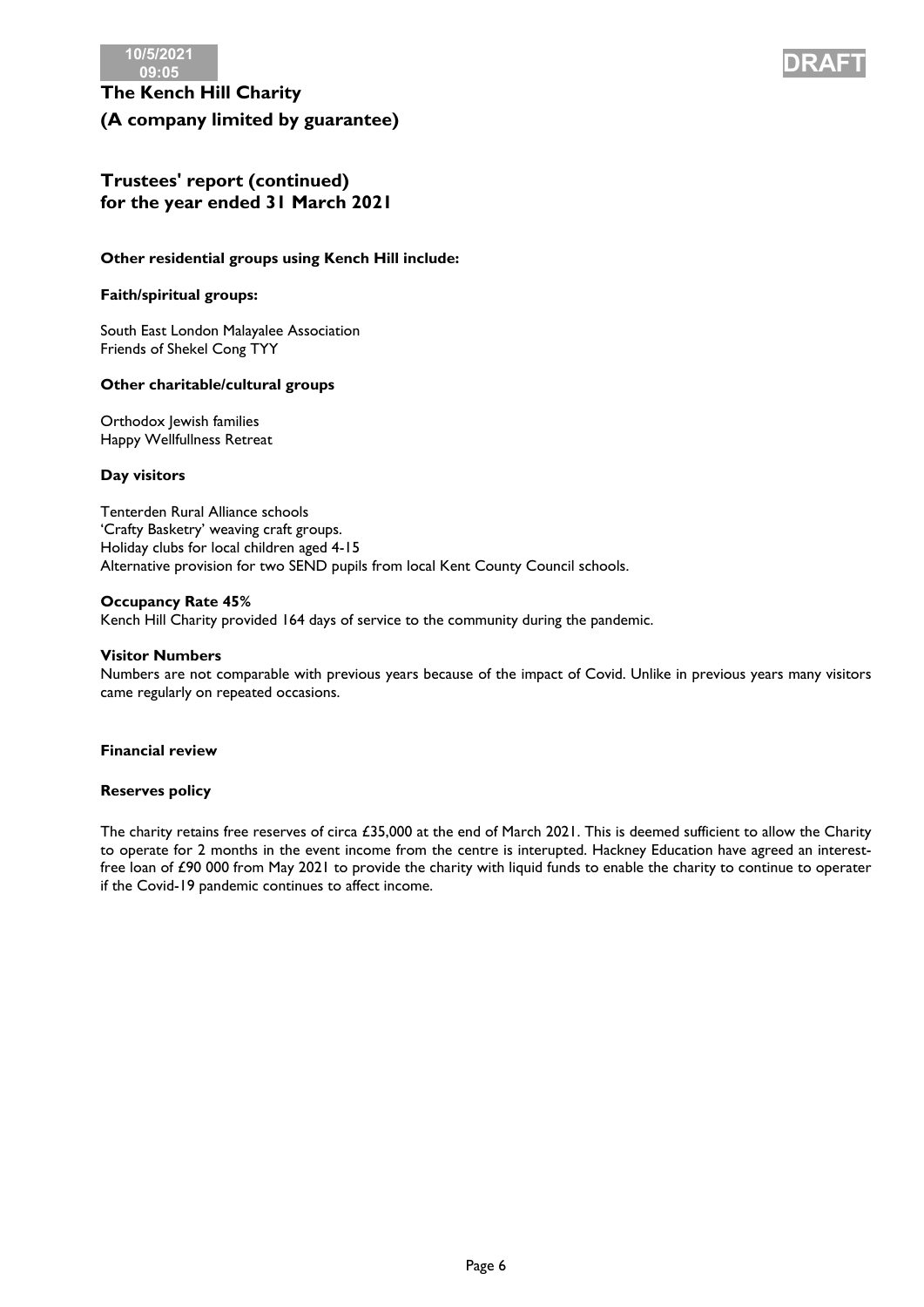**Other residential groups using Kench Hill include:**

**Faith/spiritual groups:**

South East London Malayalee Association
Friends of Shekel Cong TYY

**Other charitable/cultural groups**

Orthodox Jewish families
Happy Wellfullness Retreat

**Day visitors**

Tenterden Rural Alliance schools
'Crafty Basketry' weaving craft groups.
Holiday clubs for local children aged 4-15
Alternative provision for two SEND pupils from local Kent County Council schools.

**Occupancy Rate 45%**
Kench Hill Charity provided 164 days of service to the community during the pandemic.

**Visitor Numbers**
Numbers are not comparable with previous years because of the impact of Covid. Unlike in previous years many visitors came regularly on repeated occasions.

**Financial review**

**Reserves policy**

The charity retains free reserves of circa £35,000 at the end of March 2021. This is deemed sufficient to allow the Charity to operate for 2 months in the event income from the centre is interupted. Hackney Education have agreed an interest-free loan of £90 000 from May 2021 to provide the charity with liquid funds to enable the charity to continue to operater if the Covid-19 pandemic continues to affect income.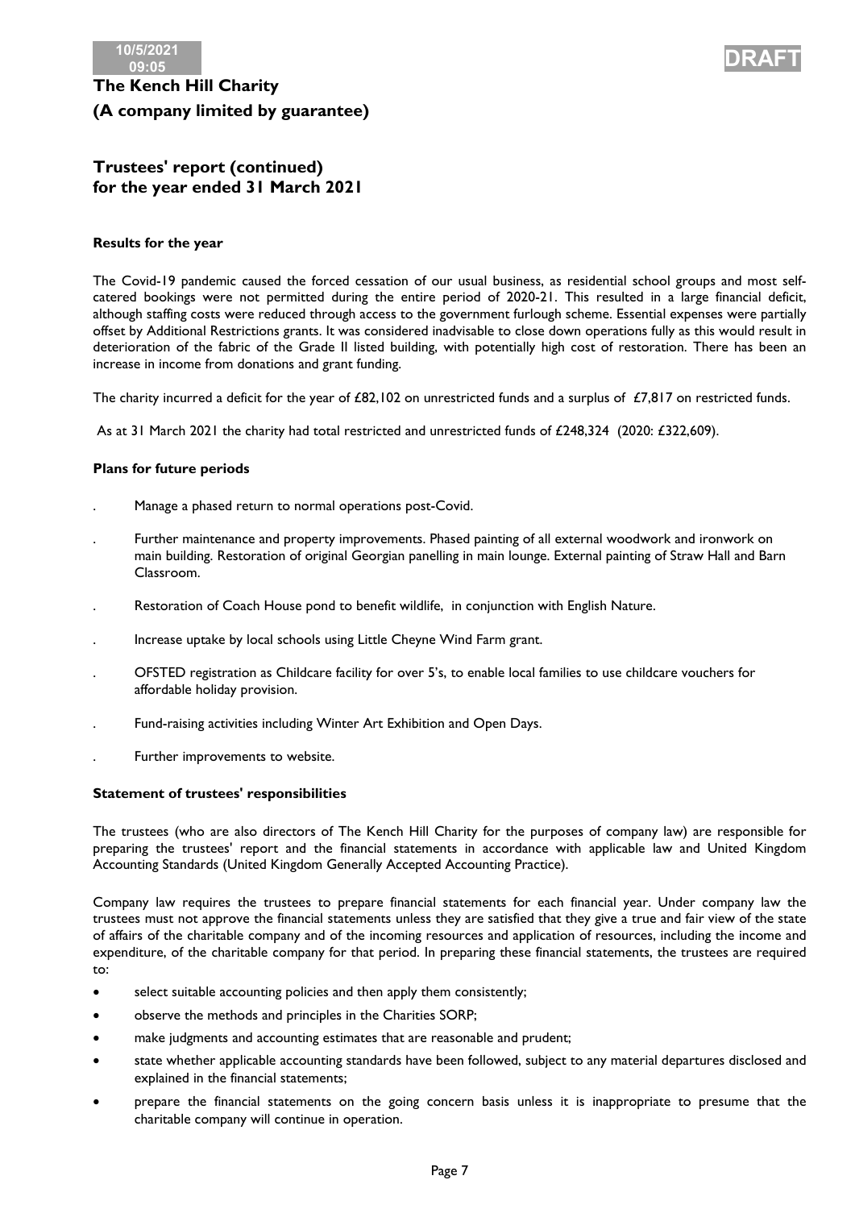**The Kench Hill Charity**

**(A company limited by guarantee)**

## Trustees' report (continued)
## for the year ended 31 March 2021

### Results for the year

The Covid-19 pandemic caused the forced cessation of our usual business, as residential school groups and most self-catered bookings were not permitted during the entire period of 2020-21. This resulted in a large financial deficit, although staffing costs were reduced through access to the government furlough scheme. Essential expenses were partially offset by Additional Restrictions grants. It was considered inadvisable to close down operations fully as this would result in deterioration of the fabric of the Grade II listed building, with potentially high cost of restoration. There has been an increase in income from donations and grant funding.

The charity incurred a deficit for the year of £82,102 on unrestricted funds and a surplus of £7,817 on restricted funds.

As at 31 March 2021 the charity had total restricted and unrestricted funds of £248,324 (2020: £322,609).

### Plans for future periods

- Manage a phased return to normal operations post-Covid.
- Further maintenance and property improvements. Phased painting of all external woodwork and ironwork on main building. Restoration of original Georgian panelling in main lounge. External painting of Straw Hall and Barn Classroom.
- Restoration of Coach House pond to benefit wildlife, in conjunction with English Nature.
- Increase uptake by local schools using Little Cheyne Wind Farm grant.
- OFSTED registration as Childcare facility for over 5's, to enable local families to use childcare vouchers for affordable holiday provision.
- Fund-raising activities including Winter Art Exhibition and Open Days.
- Further improvements to website.

### Statement of trustees' responsibilities

The trustees (who are also directors of The Kench Hill Charity for the purposes of company law) are responsible for preparing the trustees' report and the financial statements in accordance with applicable law and United Kingdom Accounting Standards (United Kingdom Generally Accepted Accounting Practice).

Company law requires the trustees to prepare financial statements for each financial year. Under company law the trustees must not approve the financial statements unless they are satisfied that they give a true and fair view of the state of affairs of the charitable company and of the incoming resources and application of resources, including the income and expenditure, of the charitable company for that period. In preparing these financial statements, the trustees are required to:

- select suitable accounting policies and then apply them consistently;
- observe the methods and principles in the Charities SORP;
- make judgments and accounting estimates that are reasonable and prudent;
- state whether applicable accounting standards have been followed, subject to any material departures disclosed and explained in the financial statements;
- prepare the financial statements on the going concern basis unless it is inappropriate to presume that the charitable company will continue in operation.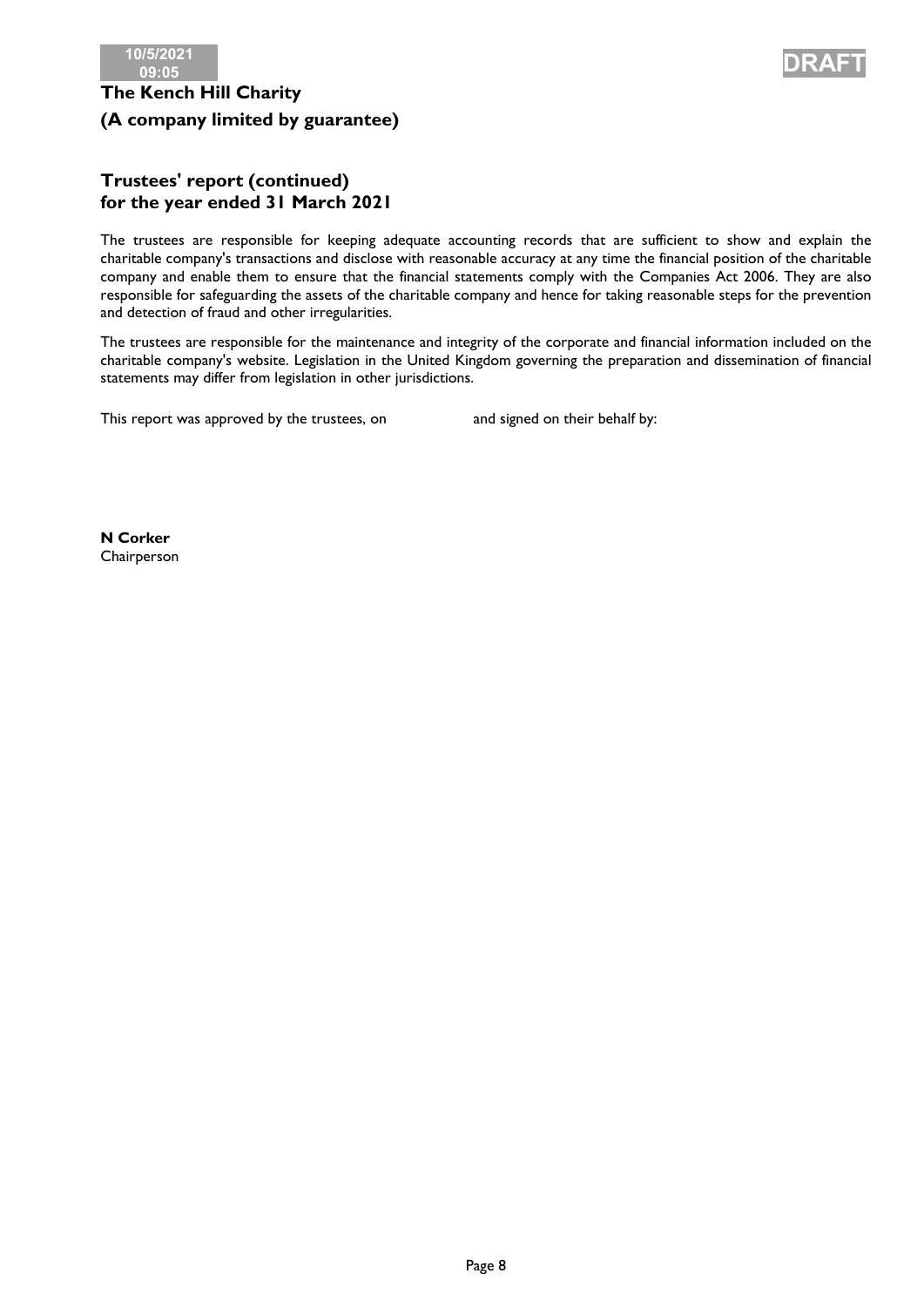# The Kench Hill Charity
## (A company limited by guarantee)

## Trustees' report (continued)
## for the year ended 31 March 2021

The trustees are responsible for keeping adequate accounting records that are sufficient to show and explain the charitable company's transactions and disclose with reasonable accuracy at any time the financial position of the charitable company and enable them to ensure that the financial statements comply with the Companies Act 2006. They are also responsible for safeguarding the assets of the charitable company and hence for taking reasonable steps for the prevention and detection of fraud and other irregularities.

The trustees are responsible for the maintenance and integrity of the corporate and financial information included on the charitable company's website. Legislation in the United Kingdom governing the preparation and dissemination of financial statements may differ from legislation in other jurisdictions.

This report was approved by the trustees, on and signed on their behalf by:

**N Corker**
Chairperson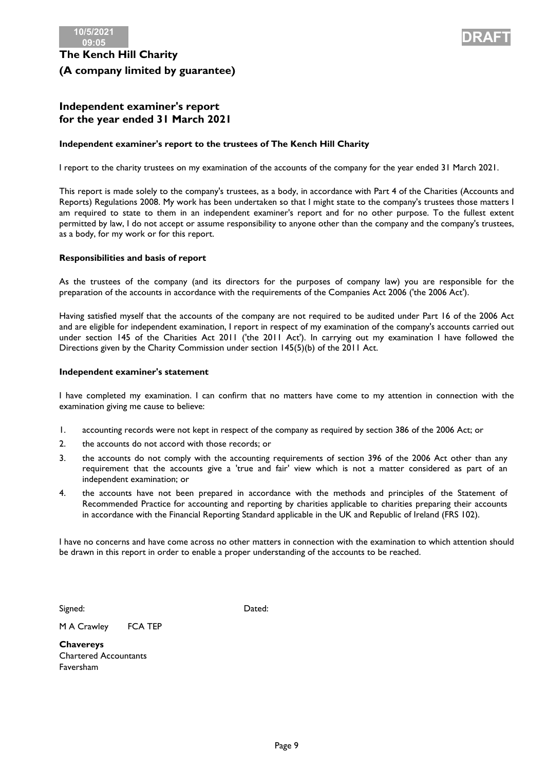# The Kench Hill Charity

# (A company limited by guarantee)

## Independent examiner's report for the year ended 31 March 2021

**Independent examiner's report to the trustees of The Kench Hill Charity**

I report to the charity trustees on my examination of the accounts of the company for the year ended 31 March 2021.

This report is made solely to the company's trustees, as a body, in accordance with Part 4 of the Charities (Accounts and Reports) Regulations 2008. My work has been undertaken so that I might state to the company's trustees those matters I am required to state to them in an independent examiner's report and for no other purpose. To the fullest extent permitted by law, I do not accept or assume responsibility to anyone other than the company and the company's trustees, as a body, for my work or for this report.

**Responsibilities and basis of report**

As the trustees of the company (and its directors for the purposes of company law) you are responsible for the preparation of the accounts in accordance with the requirements of the Companies Act 2006 ('the 2006 Act').

Having satisfied myself that the accounts of the company are not required to be audited under Part 16 of the 2006 Act and are eligible for independent examination, I report in respect of my examination of the company's accounts carried out under section 145 of the Charities Act 2011 ('the 2011 Act'). In carrying out my examination I have followed the Directions given by the Charity Commission under section 145(5)(b) of the 2011 Act.

**Independent examiner's statement**

I have completed my examination. I can confirm that no matters have come to my attention in connection with the examination giving me cause to believe:

1. accounting records were not kept in respect of the company as required by section 386 of the 2006 Act; or
2. the accounts do not accord with those records; or
3. the accounts do not comply with the accounting requirements of section 396 of the 2006 Act other than any requirement that the accounts give a 'true and fair' view which is not a matter considered as part of an independent examination; or
4. the accounts have not been prepared in accordance with the methods and principles of the Statement of Recommended Practice for accounting and reporting by charities applicable to charities preparing their accounts in accordance with the Financial Reporting Standard applicable in the UK and Republic of Ireland (FRS 102).

I have no concerns and have come across no other matters in connection with the examination to which attention should be drawn in this report in order to enable a proper understanding of the accounts to be reached.

Signed: Dated:

M A Crawley FCA TEP

**Chavereys**
Chartered Accountants
Faversham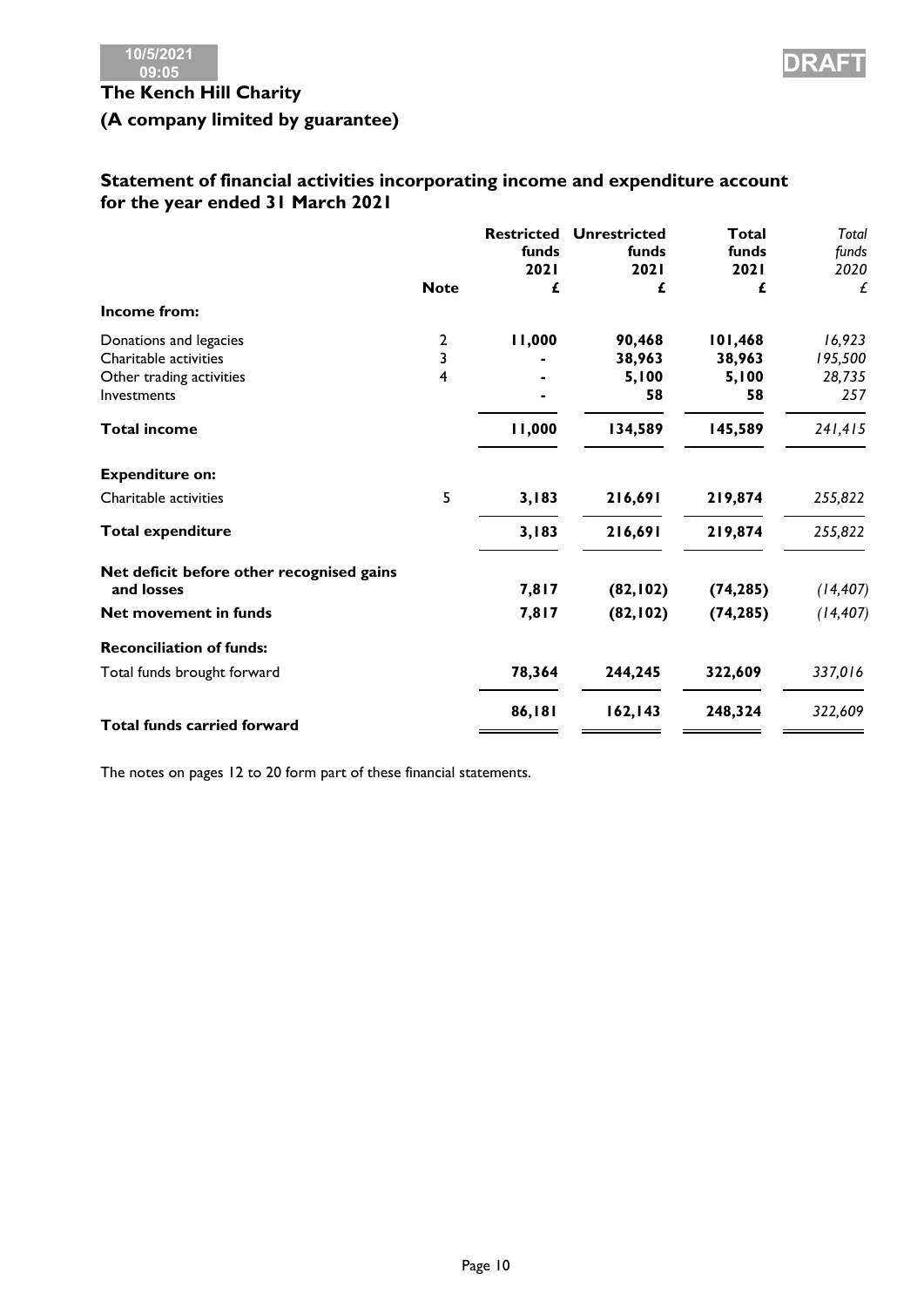10/5/2021 09:05

DRAFT

**The Kench Hill Charity**

**(A company limited by guarantee)**

## Statement of financial activities incorporating income and expenditure account for the year ended 31 March 2021

| | Note | Restricted funds 2021 £ | Unrestricted funds 2021 £ | Total funds 2021 £ | *Total funds 2020 £* |
|---|---|---|---|---|---|
| **Income from:** | | | | | |
| Donations and legacies | 2 | **11,000** | **90,468** | **101,468** | *16,923* |
| Charitable activities | 3 | **-** | **38,963** | **38,963** | *195,500* |
| Other trading activities | 4 | **-** | **5,100** | **5,100** | *28,735* |
| Investments | | **-** | **58** | **58** | *257* |
| **Total income** | | **11,000** | **134,589** | **145,589** | *241,415* |
| **Expenditure on:** | | | | | |
| Charitable activities | 5 | **3,183** | **216,691** | **219,874** | *255,822* |
| **Total expenditure** | | **3,183** | **216,691** | **219,874** | *255,822* |
| **Net deficit before other recognised gains and losses** | | **7,817** | **(82,102)** | **(74,285)** | *(14,407)* |
| **Net movement in funds** | | **7,817** | **(82,102)** | **(74,285)** | *(14,407)* |
| **Reconciliation of funds:** | | | | | |
| Total funds brought forward | | **78,364** | **244,245** | **322,609** | *337,016* |
| **Total funds carried forward** | | **86,181** | **162,143** | **248,324** | *322,609* |

The notes on pages 12 to 20 form part of these financial statements.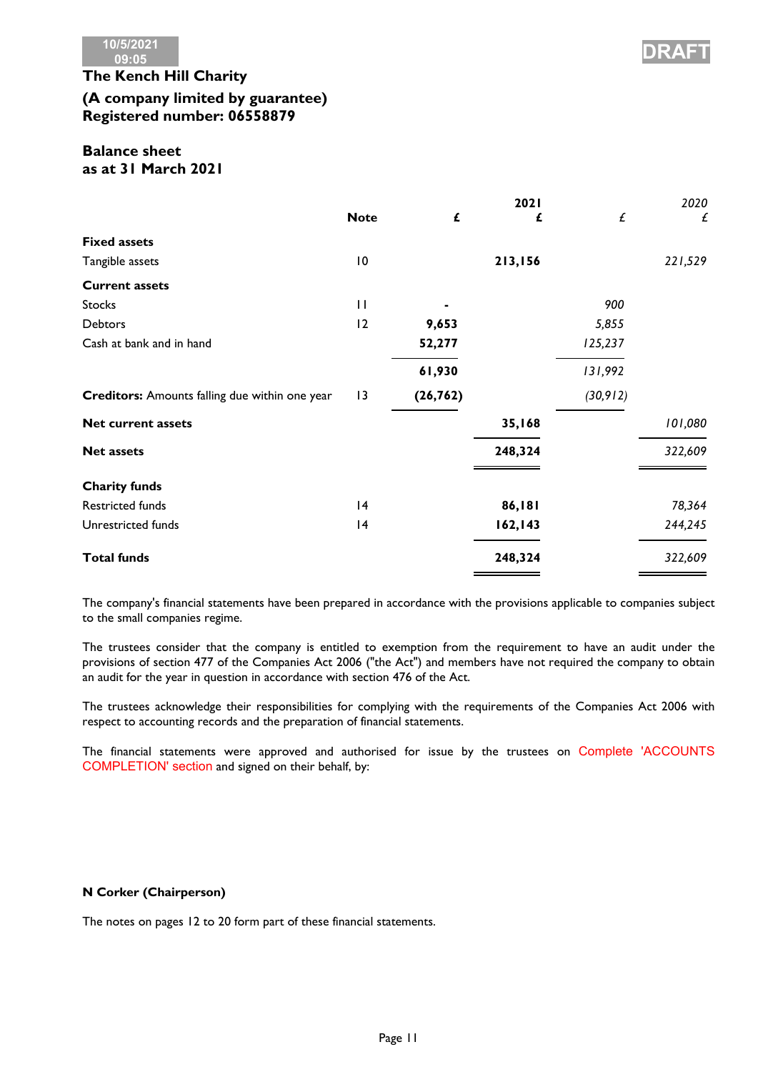10/5/2021 09:05

DRAFT

**The Kench Hill Charity**

**(A company limited by guarantee)**
**Registered number: 06558879**

## Balance sheet
## as at 31 March 2021

| | Note | £ | 2021 £ | £ | 2020 £ |
|---|---|---|---|---|---|
| **Fixed assets** | | | | | |
| Tangible assets | 10 | | **213,156** | | *221,529* |
| **Current assets** | | | | | |
| Stocks | 11 | **-** | | *900* | |
| Debtors | 12 | **9,653** | | *5,855* | |
| Cash at bank and in hand | | **52,277** | | *125,237* | |
| | | **61,930** | | *131,992* | |
| **Creditors:** Amounts falling due within one year | 13 | **(26,762)** | | *(30,912)* | |
| **Net current assets** | | | **35,168** | | *101,080* |
| **Net assets** | | | **248,324** | | *322,609* |
| **Charity funds** | | | | | |
| Restricted funds | 14 | | **86,181** | | *78,364* |
| Unrestricted funds | 14 | | **162,143** | | *244,245* |
| **Total funds** | | | **248,324** | | *322,609* |

The company's financial statements have been prepared in accordance with the provisions applicable to companies subject to the small companies regime.

The trustees consider that the company is entitled to exemption from the requirement to have an audit under the provisions of section 477 of the Companies Act 2006 ("the Act") and members have not required the company to obtain an audit for the year in question in accordance with section 476 of the Act.

The trustees acknowledge their responsibilities for complying with the requirements of the Companies Act 2006 with respect to accounting records and the preparation of financial statements.

The financial statements were approved and authorised for issue by the trustees on Complete 'ACCOUNTS COMPLETION' section and signed on their behalf, by:

**N Corker (Chairperson)**

The notes on pages 12 to 20 form part of these financial statements.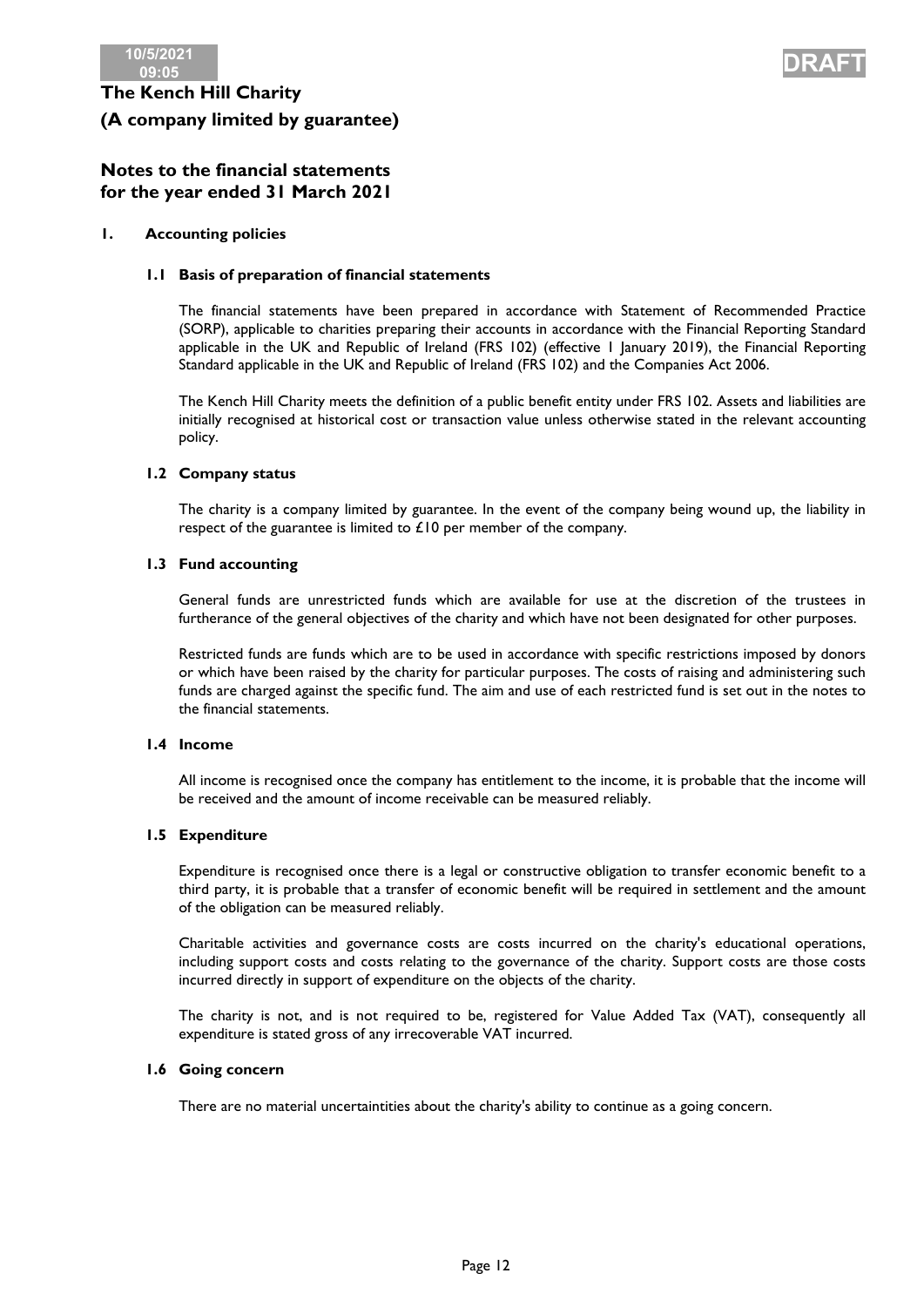# The Kench Hill Charity
# (A company limited by guarantee)

## Notes to the financial statements
## for the year ended 31 March 2021

### 1. Accounting policies

#### 1.1 Basis of preparation of financial statements

The financial statements have been prepared in accordance with Statement of Recommended Practice (SORP), applicable to charities preparing their accounts in accordance with the Financial Reporting Standard applicable in the UK and Republic of Ireland (FRS 102) (effective 1 January 2019), the Financial Reporting Standard applicable in the UK and Republic of Ireland (FRS 102) and the Companies Act 2006.

The Kench Hill Charity meets the definition of a public benefit entity under FRS 102. Assets and liabilities are initially recognised at historical cost or transaction value unless otherwise stated in the relevant accounting policy.

#### 1.2 Company status

The charity is a company limited by guarantee. In the event of the company being wound up, the liability in respect of the guarantee is limited to £10 per member of the company.

#### 1.3 Fund accounting

General funds are unrestricted funds which are available for use at the discretion of the trustees in furtherance of the general objectives of the charity and which have not been designated for other purposes.

Restricted funds are funds which are to be used in accordance with specific restrictions imposed by donors or which have been raised by the charity for particular purposes. The costs of raising and administering such funds are charged against the specific fund. The aim and use of each restricted fund is set out in the notes to the financial statements.

#### 1.4 Income

All income is recognised once the company has entitlement to the income, it is probable that the income will be received and the amount of income receivable can be measured reliably.

#### 1.5 Expenditure

Expenditure is recognised once there is a legal or constructive obligation to transfer economic benefit to a third party, it is probable that a transfer of economic benefit will be required in settlement and the amount of the obligation can be measured reliably.

Charitable activities and governance costs are costs incurred on the charity's educational operations, including support costs and costs relating to the governance of the charity. Support costs are those costs incurred directly in support of expenditure on the objects of the charity.

The charity is not, and is not required to be, registered for Value Added Tax (VAT), consequently all expenditure is stated gross of any irrecoverable VAT incurred.

#### 1.6 Going concern

There are no material uncertaintities about the charity's ability to continue as a going concern.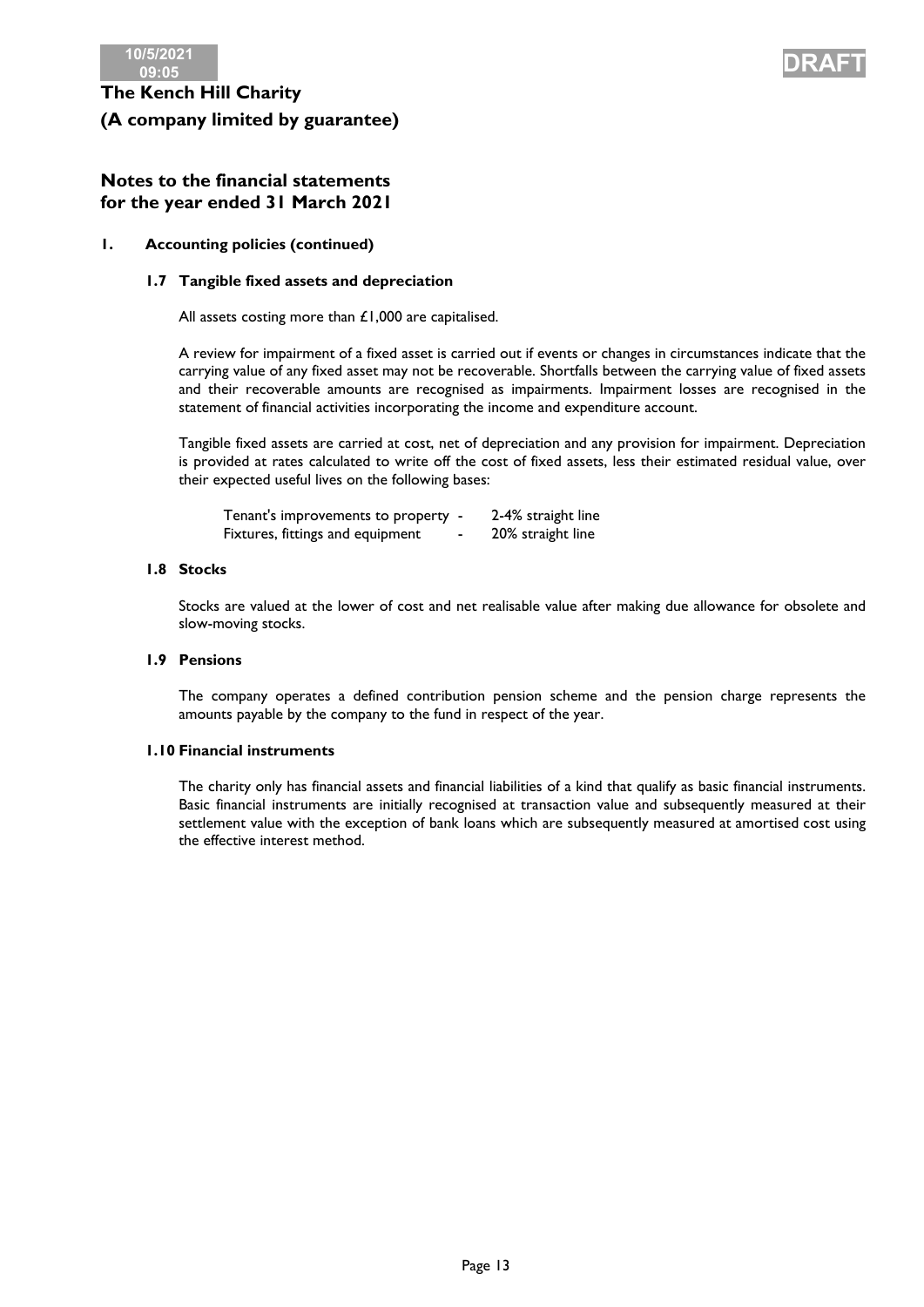# The Kench Hill Charity
# (A company limited by guarantee)

## Notes to the financial statements for the year ended 31 March 2021

### 1. Accounting policies (continued)

#### 1.7 Tangible fixed assets and depreciation

All assets costing more than £1,000 are capitalised.

A review for impairment of a fixed asset is carried out if events or changes in circumstances indicate that the carrying value of any fixed asset may not be recoverable. Shortfalls between the carrying value of fixed assets and their recoverable amounts are recognised as impairments. Impairment losses are recognised in the statement of financial activities incorporating the income and expenditure account.

Tangible fixed assets are carried at cost, net of depreciation and any provision for impairment. Depreciation is provided at rates calculated to write off the cost of fixed assets, less their estimated residual value, over their expected useful lives on the following bases:

| | | |
|---|---|---|
| Tenant's improvements to property | - | 2-4% straight line |
| Fixtures, fittings and equipment | - | 20% straight line |

#### 1.8 Stocks

Stocks are valued at the lower of cost and net realisable value after making due allowance for obsolete and slow-moving stocks.

#### 1.9 Pensions

The company operates a defined contribution pension scheme and the pension charge represents the amounts payable by the company to the fund in respect of the year.

#### 1.10 Financial instruments

The charity only has financial assets and financial liabilities of a kind that qualify as basic financial instruments. Basic financial instruments are initially recognised at transaction value and subsequently measured at their settlement value with the exception of bank loans which are subsequently measured at amortised cost using the effective interest method.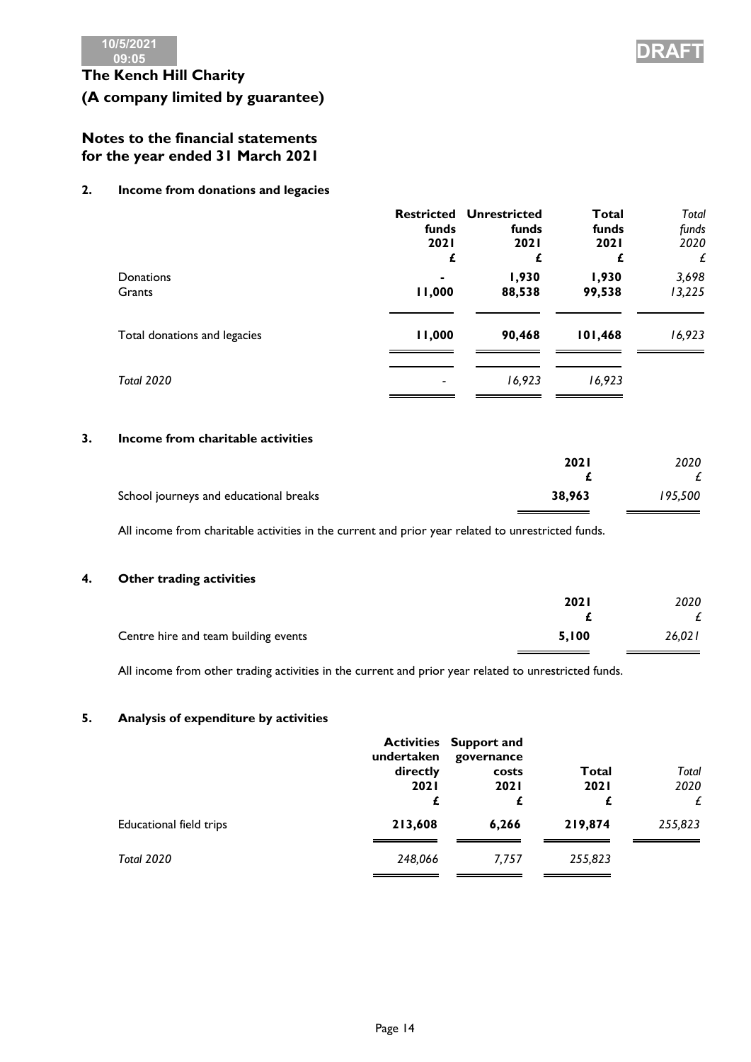**The Kench Hill Charity**
**(A company limited by guarantee)**

## Notes to the financial statements for the year ended 31 March 2021

### 2. Income from donations and legacies

| | Restricted funds 2021 £ | Unrestricted funds 2021 £ | Total funds 2021 £ | *Total funds 2020 £* |
|---|---|---|---|---|
| Donations | - | 1,930 | 1,930 | *3,698* |
| Grants | 11,000 | 88,538 | 99,538 | *13,225* |
| Total donations and legacies | **11,000** | **90,468** | **101,468** | *16,923* |
| *Total 2020* | - | *16,923* | *16,923* | |

### 3. Income from charitable activities

| | 2021 £ | *2020 £* |
|---|---|---|
| School journeys and educational breaks | **38,963** | *195,500* |

All income from charitable activities in the current and prior year related to unrestricted funds.

### 4. Other trading activities

| | 2021 £ | *2020 £* |
|---|---|---|
| Centre hire and team building events | **5,100** | *26,021* |

All income from other trading activities in the current and prior year related to unrestricted funds.

### 5. Analysis of expenditure by activities

| | Activities undertaken directly 2021 £ | Support and governance costs 2021 £ | Total 2021 £ | *Total 2020 £* |
|---|---|---|---|---|
| Educational field trips | **213,608** | **6,266** | **219,874** | *255,823* |
| *Total 2020* | *248,066* | *7,757* | *255,823* | |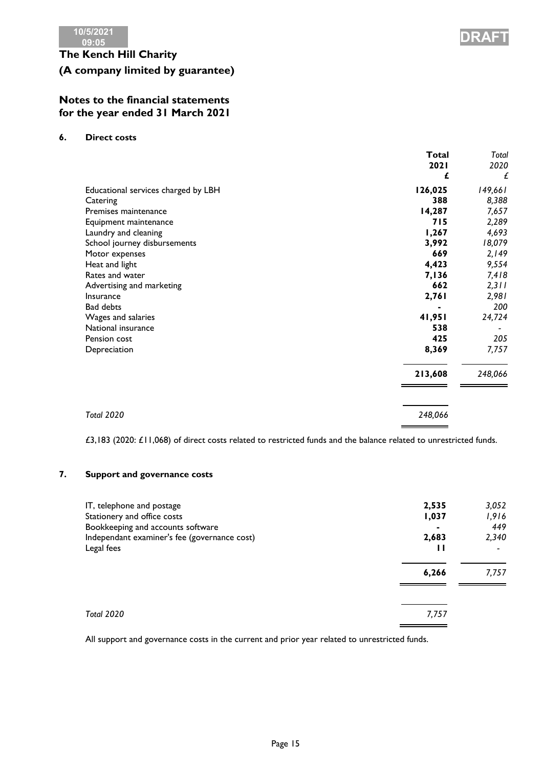10/5/2021 09:05

DRAFT

**The Kench Hill Charity**

**(A company limited by guarantee)**

## Notes to the financial statements for the year ended 31 March 2021

### 6. Direct costs

| | **Total 2021 £** | *Total 2020 £* |
|---|---|---|
| Educational services charged by LBH | **126,025** | *149,661* |
| Catering | **388** | *8,388* |
| Premises maintenance | **14,287** | *7,657* |
| Equipment maintenance | **715** | *2,289* |
| Laundry and cleaning | **1,267** | *4,693* |
| School journey disbursements | **3,992** | *18,079* |
| Motor expenses | **669** | *2,149* |
| Heat and light | **4,423** | *9,554* |
| Rates and water | **7,136** | *7,418* |
| Advertising and marketing | **662** | *2,311* |
| Insurance | **2,761** | *2,981* |
| Bad debts | **-** | *200* |
| Wages and salaries | **41,951** | *24,724* |
| National insurance | **538** | *-* |
| Pension cost | **425** | *205* |
| Depreciation | **8,369** | *7,757* |
| | **213,608** | *248,066* |
| *Total 2020* | *248,066* | |

£3,183 (2020: £11,068) of direct costs related to restricted funds and the balance related to unrestricted funds.

### 7. Support and governance costs

| | | |
|---|---|---|
| IT, telephone and postage | **2,535** | *3,052* |
| Stationery and office costs | **1,037** | *1,916* |
| Bookkeeping and accounts software | **-** | *449* |
| Independant examiner's fee (governance cost) | **2,683** | *2,340* |
| Legal fees | **11** | *-* |
| | **6,266** | *7,757* |
| *Total 2020* | *7,757* | |

All support and governance costs in the current and prior year related to unrestricted funds.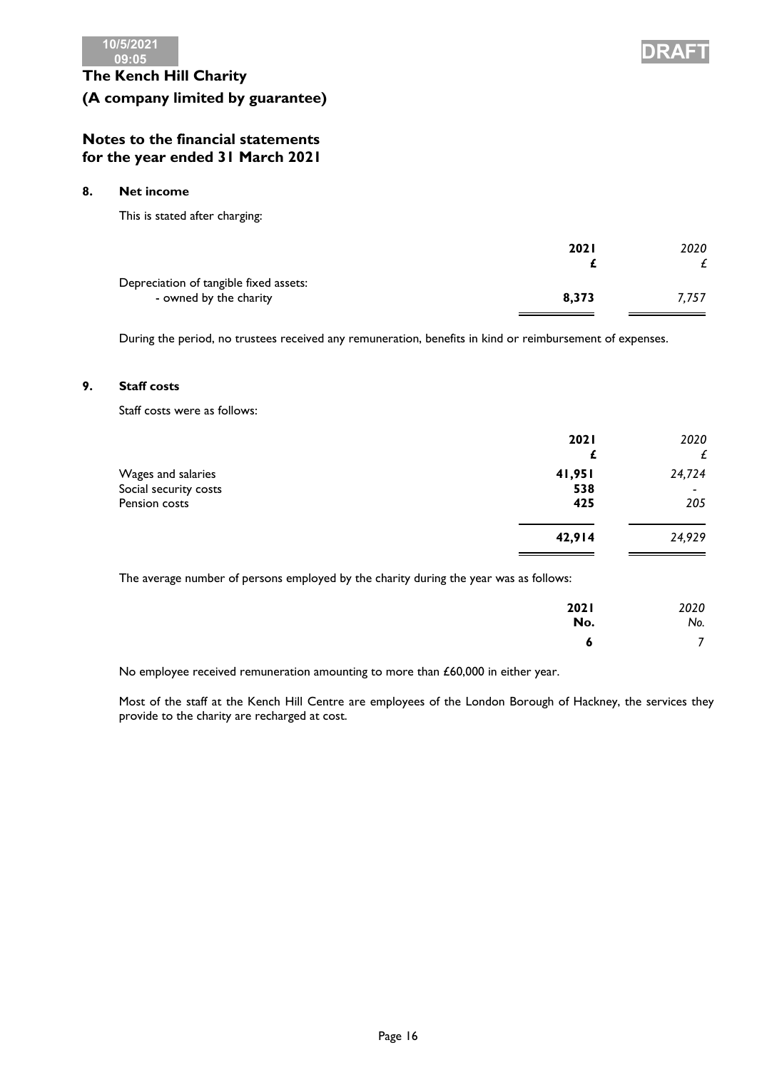# The Kench Hill Charity

## (A company limited by guarantee)

## Notes to the financial statements for the year ended 31 March 2021

### 8. Net income

This is stated after charging:

| | 2021 | 2020 |
|---|---|---|
| | £ | £ |
| Depreciation of tangible fixed assets: | | |
| - owned by the charity | **8,373** | *7,757* |

During the period, no trustees received any remuneration, benefits in kind or reimbursement of expenses.

### 9. Staff costs

Staff costs were as follows:

| | 2021 | 2020 |
|---|---|---|
| | £ | £ |
| Wages and salaries | **41,951** | *24,724* |
| Social security costs | **538** | - |
| Pension costs | **425** | *205* |
| | **42,914** | *24,929* |

The average number of persons employed by the charity during the year was as follows:

| | 2021 | 2020 |
|---|---|---|
| | No. | No. |
| | **6** | *7* |

No employee received remuneration amounting to more than £60,000 in either year.

Most of the staff at the Kench Hill Centre are employees of the London Borough of Hackney, the services they provide to the charity are recharged at cost.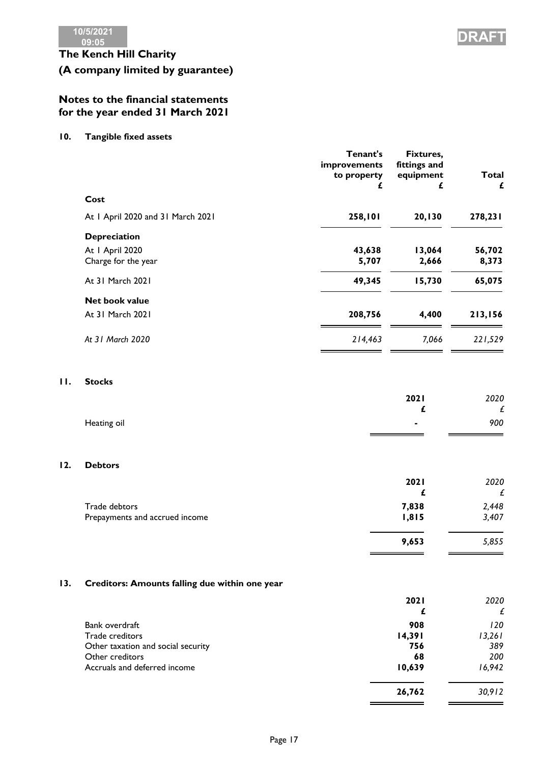10/5/2021 09:05

**DRAFT**

# The Kench Hill Charity

# (A company limited by guarantee)

## Notes to the financial statements for the year ended 31 March 2021

### 10. Tangible fixed assets

| | Tenant's improvements to property £ | Fixtures, fittings and equipment £ | Total £ |
|---|---|---|---|
| **Cost** | | | |
| At 1 April 2020 and 31 March 2021 | **258,101** | **20,130** | **278,231** |
| **Depreciation** | | | |
| At 1 April 2020 | **43,638** | **13,064** | **56,702** |
| Charge for the year | **5,707** | **2,666** | **8,373** |
| At 31 March 2021 | **49,345** | **15,730** | **65,075** |
| **Net book value** | | | |
| At 31 March 2021 | **208,756** | **4,400** | **213,156** |
| *At 31 March 2020* | *214,463* | *7,066* | *221,529* |

### 11. Stocks

| | 2021 £ | *2020 £* |
|---|---|---|
| Heating oil | **-** | *900* |

### 12. Debtors

| | 2021 £ | *2020 £* |
|---|---|---|
| Trade debtors | **7,838** | *2,448* |
| Prepayments and accrued income | **1,815** | *3,407* |
| | **9,653** | *5,855* |

### 13. Creditors: Amounts falling due within one year

| | 2021 £ | *2020 £* |
|---|---|---|
| Bank overdraft | **908** | *120* |
| Trade creditors | **14,391** | *13,261* |
| Other taxation and social security | **756** | *389* |
| Other creditors | **68** | *200* |
| Accruals and deferred income | **10,639** | *16,942* |
| | **26,762** | *30,912* |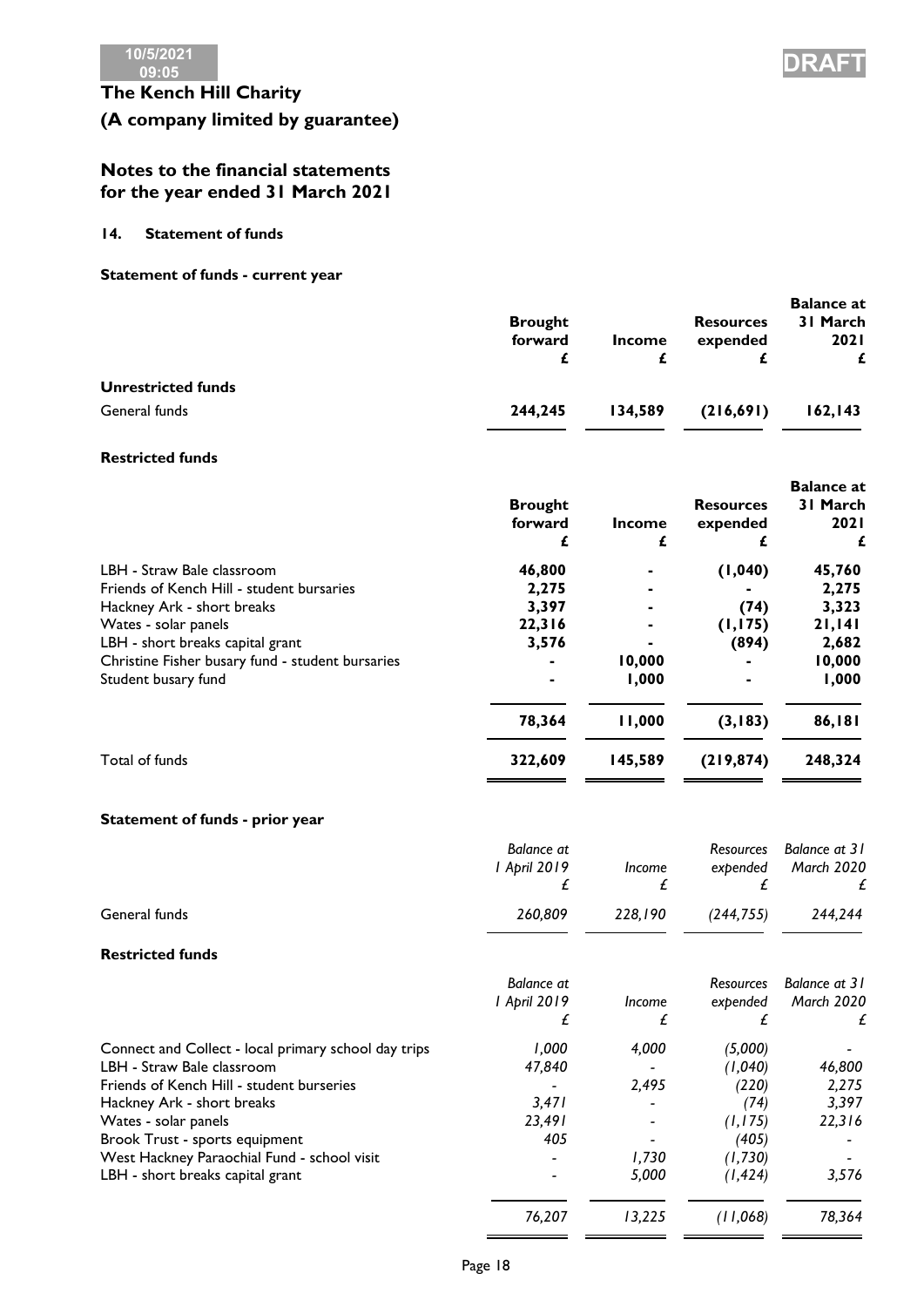# The Kench Hill Charity

# (A company limited by guarantee)

## Notes to the financial statements for the year ended 31 March 2021

### 14. Statement of funds

**Statement of funds - current year**

| | Brought forward £ | Income £ | Resources expended £ | Balance at 31 March 2021 £ |
|---|---|---|---|---|
| **Unrestricted funds** | | | | |
| General funds | **244,245** | **134,589** | **(216,691)** | **162,143** |

**Restricted funds**

| | Brought forward £ | Income £ | Resources expended £ | Balance at 31 March 2021 £ |
|---|---|---|---|---|
| LBH - Straw Bale classroom | **46,800** | **-** | **(1,040)** | **45,760** |
| Friends of Kench Hill - student bursaries | **2,275** | **-** | **-** | **2,275** |
| Hackney Ark - short breaks | **3,397** | **-** | **(74)** | **3,323** |
| Wates - solar panels | **22,316** | **-** | **(1,175)** | **21,141** |
| LBH - short breaks capital grant | **3,576** | **-** | **(894)** | **2,682** |
| Christine Fisher busary fund - student bursaries | **-** | **10,000** | **-** | **10,000** |
| Student busary fund | **-** | **1,000** | **-** | **1,000** |
| | **78,364** | **11,000** | **(3,183)** | **86,181** |
| Total of funds | **322,609** | **145,589** | **(219,874)** | **248,324** |

**Statement of funds - prior year**

| | *Balance at 1 April 2019 £* | *Income £* | *Resources expended £* | *Balance at 31 March 2020 £* |
|---|---|---|---|---|
| General funds | *260,809* | *228,190* | *(244,755)* | *244,244* |

**Restricted funds**

| | *Balance at 1 April 2019 £* | *Income £* | *Resources expended £* | *Balance at 31 March 2020 £* |
|---|---|---|---|---|
| Connect and Collect - local primary school day trips | *1,000* | *4,000* | *(5,000)* | *-* |
| LBH - Straw Bale classroom | *47,840* | *-* | *(1,040)* | *46,800* |
| Friends of Kench Hill - student burseries | *-* | *2,495* | *(220)* | *2,275* |
| Hackney Ark - short breaks | *3,471* | *-* | *(74)* | *3,397* |
| Wates - solar panels | *23,491* | *-* | *(1,175)* | *22,316* |
| Brook Trust - sports equipment | *405* | *-* | *(405)* | *-* |
| West Hackney Paraochial Fund - school visit | *-* | *1,730* | *(1,730)* | *-* |
| LBH - short breaks capital grant | *-* | *5,000* | *(1,424)* | *3,576* |
| | *76,207* | *13,225* | *(11,068)* | *78,364* |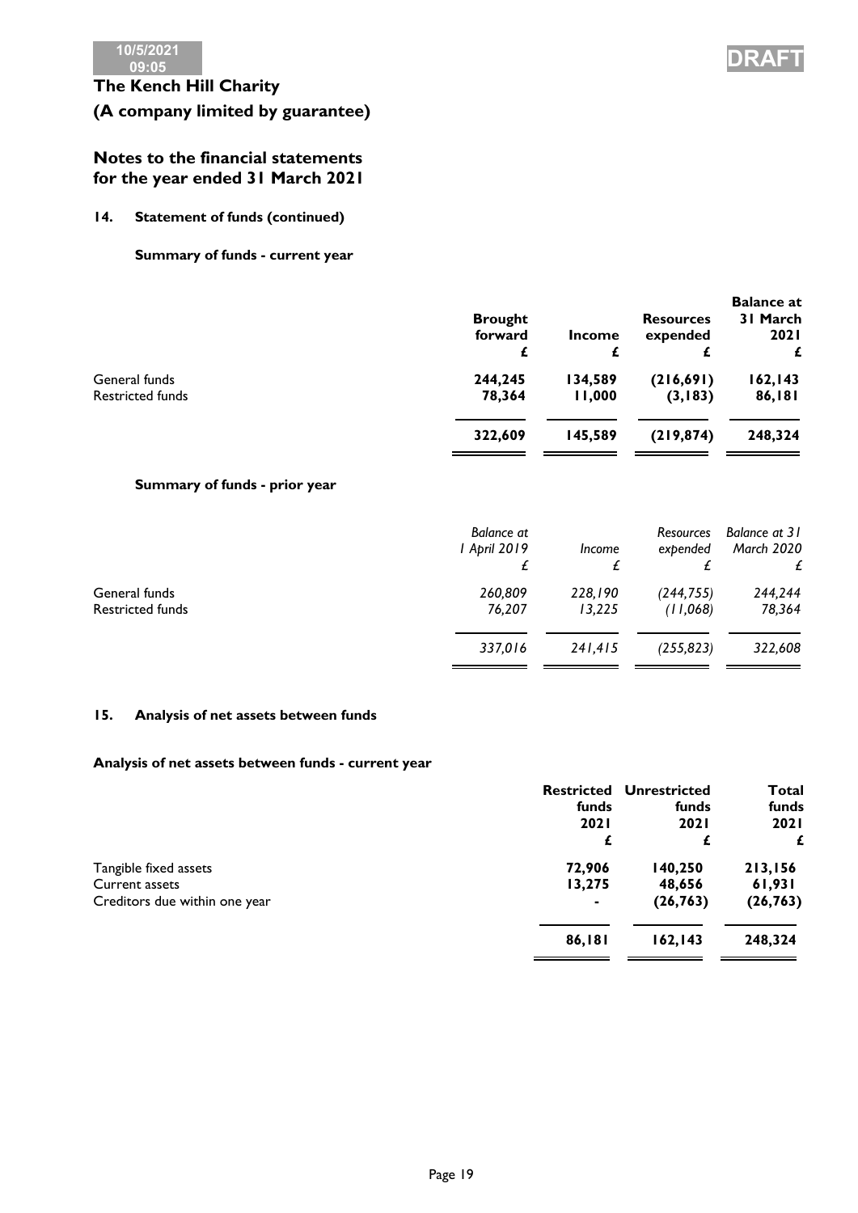# The Kench Hill Charity

## (A company limited by guarantee)

## Notes to the financial statements for the year ended 31 March 2021

### 14. Statement of funds (continued)

**Summary of funds - current year**

| | Brought forward £ | Income £ | Resources expended £ | Balance at 31 March 2021 £ |
|---|---|---|---|---|
| General funds | **244,245** | **134,589** | **(216,691)** | **162,143** |
| Restricted funds | **78,364** | **11,000** | **(3,183)** | **86,181** |
| | **322,609** | **145,589** | **(219,874)** | **248,324** |

**Summary of funds - prior year**

| | *Balance at 1 April 2019 £* | *Income £* | *Resources expended £* | *Balance at 31 March 2020 £* |
|---|---|---|---|---|
| General funds | *260,809* | *228,190* | *(244,755)* | *244,244* |
| Restricted funds | *76,207* | *13,225* | *(11,068)* | *78,364* |
| | *337,016* | *241,415* | *(255,823)* | *322,608* |

### 15. Analysis of net assets between funds

**Analysis of net assets between funds - current year**

| | Restricted funds 2021 £ | Unrestricted funds 2021 £ | Total funds 2021 £ |
|---|---|---|---|
| Tangible fixed assets | **72,906** | **140,250** | **213,156** |
| Current assets | **13,275** | **48,656** | **61,931** |
| Creditors due within one year | **-** | **(26,763)** | **(26,763)** |
| | **86,181** | **162,143** | **248,324** |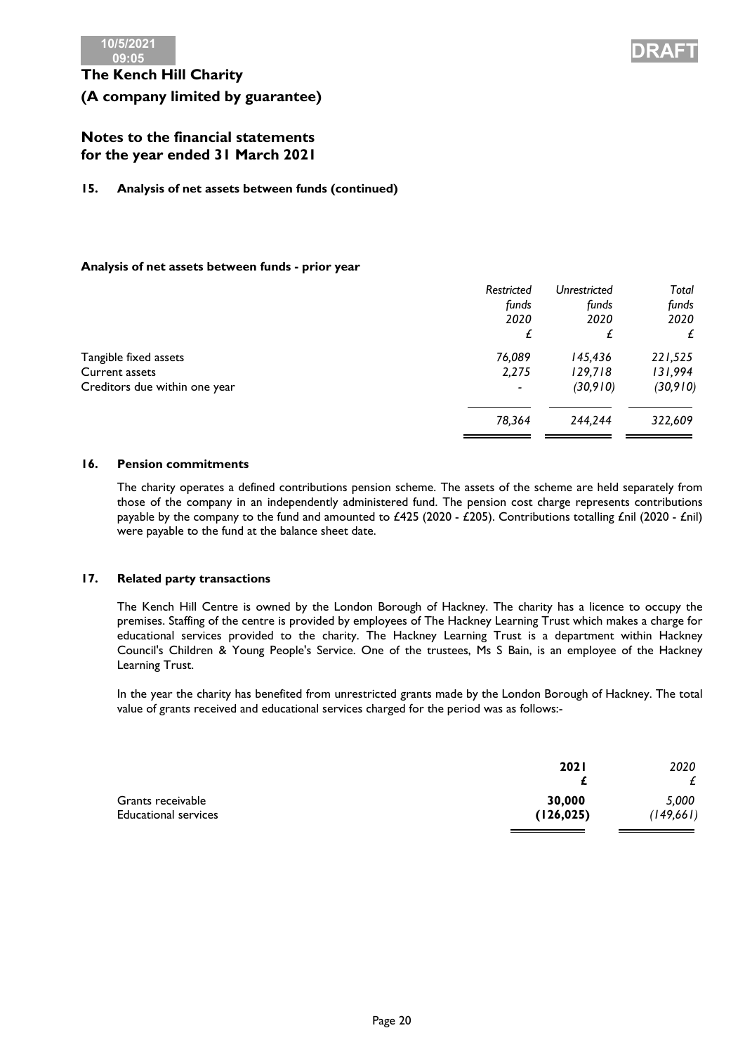**The Kench Hill Charity**

**(A company limited by guarantee)**

## Notes to the financial statements for the year ended 31 March 2021

### 15. Analysis of net assets between funds (continued)

**Analysis of net assets between funds - prior year**

| | *Restricted funds 2020 £* | *Unrestricted funds 2020 £* | *Total funds 2020 £* |
|---|---|---|---|
| Tangible fixed assets | *76,089* | *145,436* | *221,525* |
| Current assets | *2,275* | *129,718* | *131,994* |
| Creditors due within one year | *-* | *(30,910)* | *(30,910)* |
| | *78,364* | *244,244* | *322,609* |

### 16. Pension commitments

The charity operates a defined contributions pension scheme. The assets of the scheme are held separately from those of the company in an independently administered fund. The pension cost charge represents contributions payable by the company to the fund and amounted to £425 (2020 - £205). Contributions totalling £nil (2020 - £nil) were payable to the fund at the balance sheet date.

### 17. Related party transactions

The Kench Hill Centre is owned by the London Borough of Hackney. The charity has a licence to occupy the premises. Staffing of the centre is provided by employees of The Hackney Learning Trust which makes a charge for educational services provided to the charity. The Hackney Learning Trust is a department within Hackney Council's Children & Young People's Service. One of the trustees, Ms S Bain, is an employee of the Hackney Learning Trust.

In the year the charity has benefited from unrestricted grants made by the London Borough of Hackney. The total value of grants received and educational services charged for the period was as follows:-

| | **2021 £** | *2020 £* |
|---|---|---|
| Grants receivable | **30,000** | *5,000* |
| Educational services | **(126,025)** | *(149,661)* |